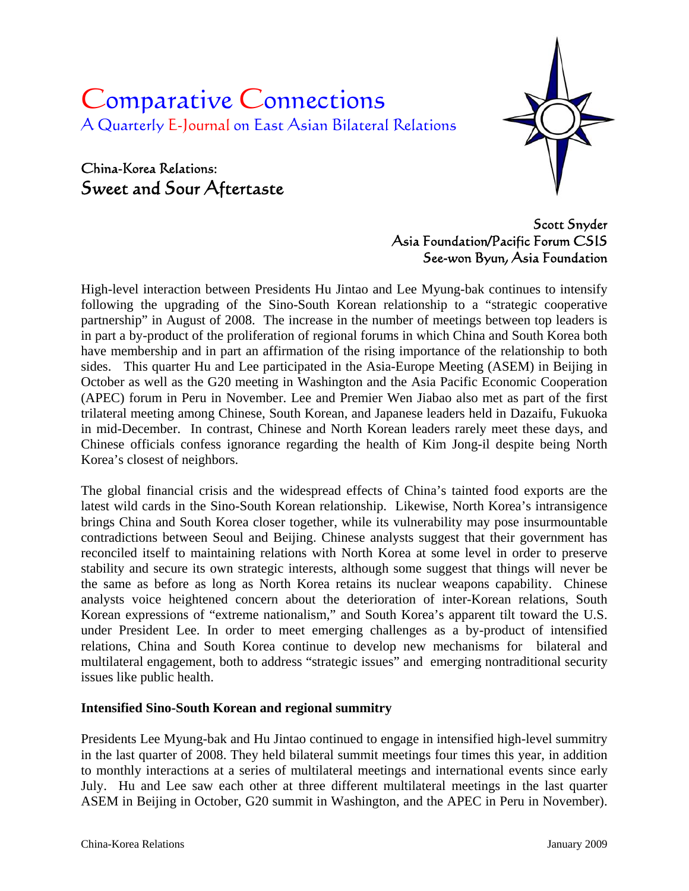# Comparative Connections

A Quarterly E-Journal on East Asian Bilateral Relations

## China-Korea Relations: Sweet and Sour Aftertaste

Scott Snyder
Asia Foundation/Pacific Forum CSIS
See-won Byun, Asia Foundation

High-level interaction between Presidents Hu Jintao and Lee Myung-bak continues to intensify following the upgrading of the Sino-South Korean relationship to a "strategic cooperative partnership" in August of 2008. The increase in the number of meetings between top leaders is in part a by-product of the proliferation of regional forums in which China and South Korea both have membership and in part an affirmation of the rising importance of the relationship to both sides. This quarter Hu and Lee participated in the Asia-Europe Meeting (ASEM) in Beijing in October as well as the G20 meeting in Washington and the Asia Pacific Economic Cooperation (APEC) forum in Peru in November. Lee and Premier Wen Jiabao also met as part of the first trilateral meeting among Chinese, South Korean, and Japanese leaders held in Dazaifu, Fukuoka in mid-December. In contrast, Chinese and North Korean leaders rarely meet these days, and Chinese officials confess ignorance regarding the health of Kim Jong-il despite being North Korea's closest of neighbors.

The global financial crisis and the widespread effects of China's tainted food exports are the latest wild cards in the Sino-South Korean relationship. Likewise, North Korea's intransigence brings China and South Korea closer together, while its vulnerability may pose insurmountable contradictions between Seoul and Beijing. Chinese analysts suggest that their government has reconciled itself to maintaining relations with North Korea at some level in order to preserve stability and secure its own strategic interests, although some suggest that things will never be the same as before as long as North Korea retains its nuclear weapons capability. Chinese analysts voice heightened concern about the deterioration of inter-Korean relations, South Korean expressions of "extreme nationalism," and South Korea's apparent tilt toward the U.S. under President Lee. In order to meet emerging challenges as a by-product of intensified relations, China and South Korea continue to develop new mechanisms for bilateral and multilateral engagement, both to address "strategic issues" and emerging nontraditional security issues like public health.

**Intensified Sino-South Korean and regional summitry**

Presidents Lee Myung-bak and Hu Jintao continued to engage in intensified high-level summitry in the last quarter of 2008. They held bilateral summit meetings four times this year, in addition to monthly interactions at a series of multilateral meetings and international events since early July. Hu and Lee saw each other at three different multilateral meetings in the last quarter ASEM in Beijing in October, G20 summit in Washington, and the APEC in Peru in November).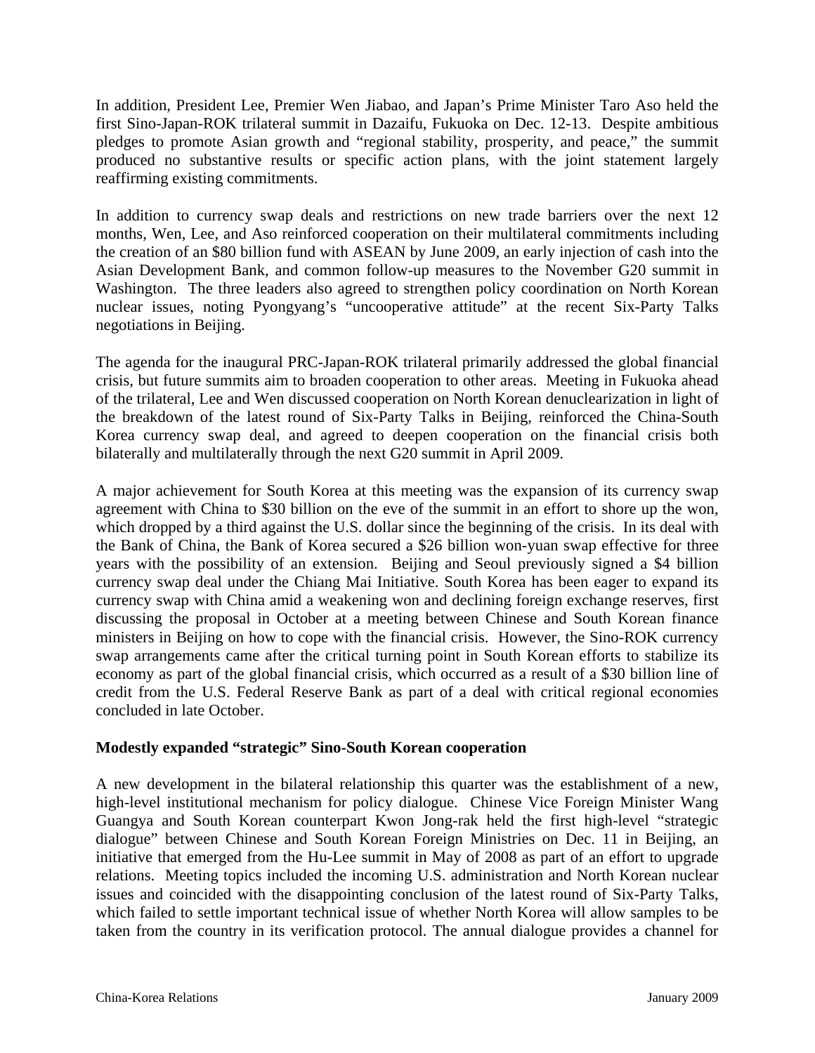In addition, President Lee, Premier Wen Jiabao, and Japan's Prime Minister Taro Aso held the first Sino-Japan-ROK trilateral summit in Dazaifu, Fukuoka on Dec. 12-13. Despite ambitious pledges to promote Asian growth and "regional stability, prosperity, and peace," the summit produced no substantive results or specific action plans, with the joint statement largely reaffirming existing commitments.

In addition to currency swap deals and restrictions on new trade barriers over the next 12 months, Wen, Lee, and Aso reinforced cooperation on their multilateral commitments including the creation of an $80 billion fund with ASEAN by June 2009, an early injection of cash into the Asian Development Bank, and common follow-up measures to the November G20 summit in Washington. The three leaders also agreed to strengthen policy coordination on North Korean nuclear issues, noting Pyongyang's "uncooperative attitude" at the recent Six-Party Talks negotiations in Beijing.

The agenda for the inaugural PRC-Japan-ROK trilateral primarily addressed the global financial crisis, but future summits aim to broaden cooperation to other areas. Meeting in Fukuoka ahead of the trilateral, Lee and Wen discussed cooperation on North Korean denuclearization in light of the breakdown of the latest round of Six-Party Talks in Beijing, reinforced the China-South Korea currency swap deal, and agreed to deepen cooperation on the financial crisis both bilaterally and multilaterally through the next G20 summit in April 2009.

A major achievement for South Korea at this meeting was the expansion of its currency swap agreement with China to $30 billion on the eve of the summit in an effort to shore up the won, which dropped by a third against the U.S. dollar since the beginning of the crisis. In its deal with the Bank of China, the Bank of Korea secured a $26 billion won-yuan swap effective for three years with the possibility of an extension. Beijing and Seoul previously signed a $4 billion currency swap deal under the Chiang Mai Initiative. South Korea has been eager to expand its currency swap with China amid a weakening won and declining foreign exchange reserves, first discussing the proposal in October at a meeting between Chinese and South Korean finance ministers in Beijing on how to cope with the financial crisis. However, the Sino-ROK currency swap arrangements came after the critical turning point in South Korean efforts to stabilize its economy as part of the global financial crisis, which occurred as a result of a $30 billion line of credit from the U.S. Federal Reserve Bank as part of a deal with critical regional economies concluded in late October.

**Modestly expanded "strategic" Sino-South Korean cooperation**

A new development in the bilateral relationship this quarter was the establishment of a new, high-level institutional mechanism for policy dialogue. Chinese Vice Foreign Minister Wang Guangya and South Korean counterpart Kwon Jong-rak held the first high-level "strategic dialogue" between Chinese and South Korean Foreign Ministries on Dec. 11 in Beijing, an initiative that emerged from the Hu-Lee summit in May of 2008 as part of an effort to upgrade relations. Meeting topics included the incoming U.S. administration and North Korean nuclear issues and coincided with the disappointing conclusion of the latest round of Six-Party Talks, which failed to settle important technical issue of whether North Korea will allow samples to be taken from the country in its verification protocol. The annual dialogue provides a channel for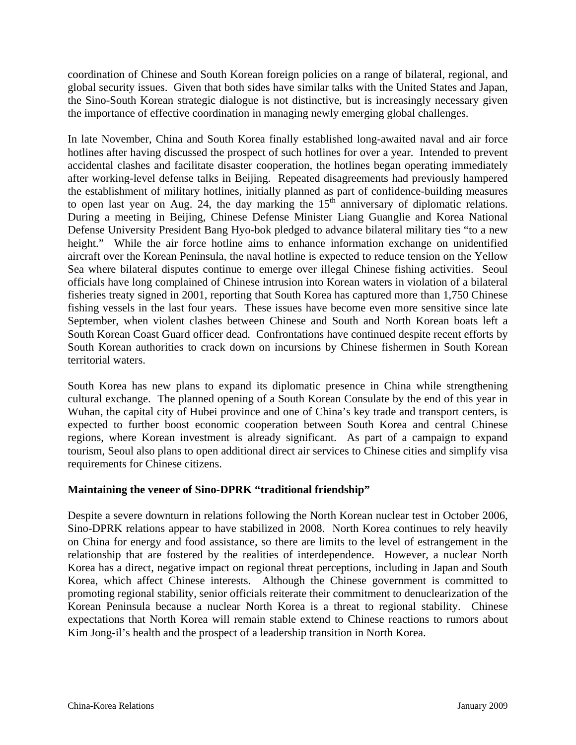coordination of Chinese and South Korean foreign policies on a range of bilateral, regional, and global security issues. Given that both sides have similar talks with the United States and Japan, the Sino-South Korean strategic dialogue is not distinctive, but is increasingly necessary given the importance of effective coordination in managing newly emerging global challenges.

In late November, China and South Korea finally established long-awaited naval and air force hotlines after having discussed the prospect of such hotlines for over a year. Intended to prevent accidental clashes and facilitate disaster cooperation, the hotlines began operating immediately after working-level defense talks in Beijing. Repeated disagreements had previously hampered the establishment of military hotlines, initially planned as part of confidence-building measures to open last year on Aug. 24, the day marking the 15th anniversary of diplomatic relations. During a meeting in Beijing, Chinese Defense Minister Liang Guanglie and Korea National Defense University President Bang Hyo-bok pledged to advance bilateral military ties "to a new height." While the air force hotline aims to enhance information exchange on unidentified aircraft over the Korean Peninsula, the naval hotline is expected to reduce tension on the Yellow Sea where bilateral disputes continue to emerge over illegal Chinese fishing activities. Seoul officials have long complained of Chinese intrusion into Korean waters in violation of a bilateral fisheries treaty signed in 2001, reporting that South Korea has captured more than 1,750 Chinese fishing vessels in the last four years. These issues have become even more sensitive since late September, when violent clashes between Chinese and South and North Korean boats left a South Korean Coast Guard officer dead. Confrontations have continued despite recent efforts by South Korean authorities to crack down on incursions by Chinese fishermen in South Korean territorial waters.

South Korea has new plans to expand its diplomatic presence in China while strengthening cultural exchange. The planned opening of a South Korean Consulate by the end of this year in Wuhan, the capital city of Hubei province and one of China's key trade and transport centers, is expected to further boost economic cooperation between South Korea and central Chinese regions, where Korean investment is already significant. As part of a campaign to expand tourism, Seoul also plans to open additional direct air services to Chinese cities and simplify visa requirements for Chinese citizens.

**Maintaining the veneer of Sino-DPRK "traditional friendship"**

Despite a severe downturn in relations following the North Korean nuclear test in October 2006, Sino-DPRK relations appear to have stabilized in 2008. North Korea continues to rely heavily on China for energy and food assistance, so there are limits to the level of estrangement in the relationship that are fostered by the realities of interdependence. However, a nuclear North Korea has a direct, negative impact on regional threat perceptions, including in Japan and South Korea, which affect Chinese interests. Although the Chinese government is committed to promoting regional stability, senior officials reiterate their commitment to denuclearization of the Korean Peninsula because a nuclear North Korea is a threat to regional stability. Chinese expectations that North Korea will remain stable extend to Chinese reactions to rumors about Kim Jong-il's health and the prospect of a leadership transition in North Korea.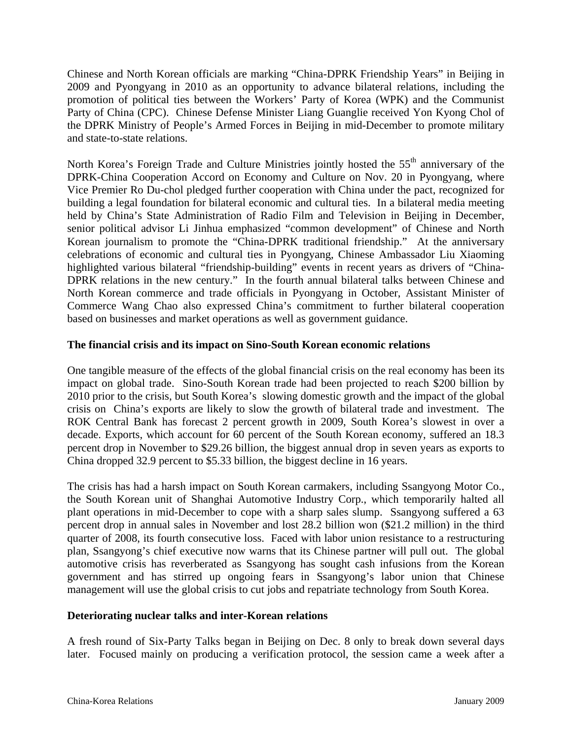Chinese and North Korean officials are marking "China-DPRK Friendship Years" in Beijing in 2009 and Pyongyang in 2010 as an opportunity to advance bilateral relations, including the promotion of political ties between the Workers' Party of Korea (WPK) and the Communist Party of China (CPC). Chinese Defense Minister Liang Guanglie received Yon Kyong Chol of the DPRK Ministry of People's Armed Forces in Beijing in mid-December to promote military and state-to-state relations.

North Korea's Foreign Trade and Culture Ministries jointly hosted the 55th anniversary of the DPRK-China Cooperation Accord on Economy and Culture on Nov. 20 in Pyongyang, where Vice Premier Ro Du-chol pledged further cooperation with China under the pact, recognized for building a legal foundation for bilateral economic and cultural ties. In a bilateral media meeting held by China's State Administration of Radio Film and Television in Beijing in December, senior political advisor Li Jinhua emphasized "common development" of Chinese and North Korean journalism to promote the "China-DPRK traditional friendship." At the anniversary celebrations of economic and cultural ties in Pyongyang, Chinese Ambassador Liu Xiaoming highlighted various bilateral "friendship-building" events in recent years as drivers of "China-DPRK relations in the new century." In the fourth annual bilateral talks between Chinese and North Korean commerce and trade officials in Pyongyang in October, Assistant Minister of Commerce Wang Chao also expressed China's commitment to further bilateral cooperation based on businesses and market operations as well as government guidance.

**The financial crisis and its impact on Sino-South Korean economic relations**

One tangible measure of the effects of the global financial crisis on the real economy has been its impact on global trade. Sino-South Korean trade had been projected to reach $200 billion by 2010 prior to the crisis, but South Korea's slowing domestic growth and the impact of the global crisis on China's exports are likely to slow the growth of bilateral trade and investment. The ROK Central Bank has forecast 2 percent growth in 2009, South Korea's slowest in over a decade. Exports, which account for 60 percent of the South Korean economy, suffered an 18.3 percent drop in November to $29.26 billion, the biggest annual drop in seven years as exports to China dropped 32.9 percent to $5.33 billion, the biggest decline in 16 years.

The crisis has had a harsh impact on South Korean carmakers, including Ssangyong Motor Co., the South Korean unit of Shanghai Automotive Industry Corp., which temporarily halted all plant operations in mid-December to cope with a sharp sales slump. Ssangyong suffered a 63 percent drop in annual sales in November and lost 28.2 billion won ($21.2 million) in the third quarter of 2008, its fourth consecutive loss. Faced with labor union resistance to a restructuring plan, Ssangyong's chief executive now warns that its Chinese partner will pull out. The global automotive crisis has reverberated as Ssangyong has sought cash infusions from the Korean government and has stirred up ongoing fears in Ssangyong's labor union that Chinese management will use the global crisis to cut jobs and repatriate technology from South Korea.

**Deteriorating nuclear talks and inter-Korean relations**

A fresh round of Six-Party Talks began in Beijing on Dec. 8 only to break down several days later. Focused mainly on producing a verification protocol, the session came a week after a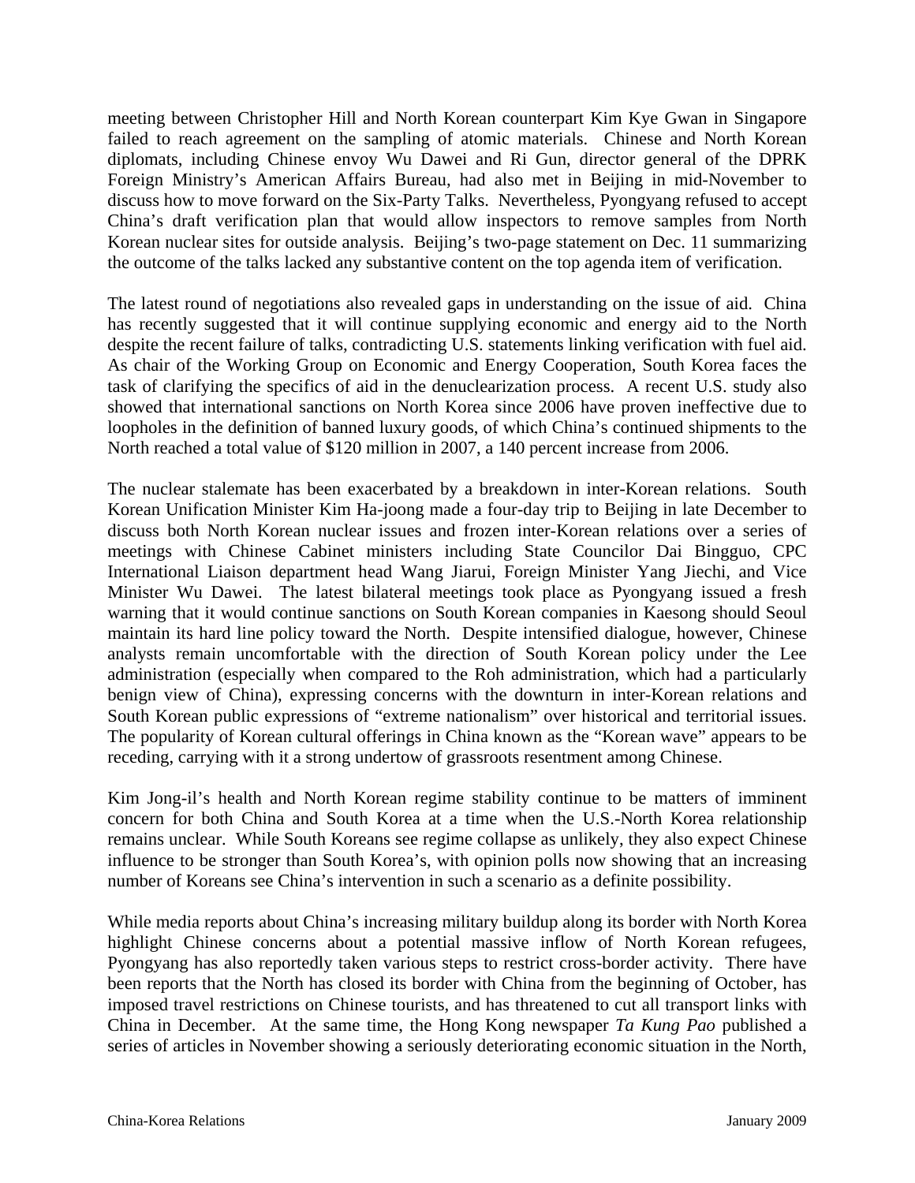meeting between Christopher Hill and North Korean counterpart Kim Kye Gwan in Singapore failed to reach agreement on the sampling of atomic materials. Chinese and North Korean diplomats, including Chinese envoy Wu Dawei and Ri Gun, director general of the DPRK Foreign Ministry's American Affairs Bureau, had also met in Beijing in mid-November to discuss how to move forward on the Six-Party Talks. Nevertheless, Pyongyang refused to accept China's draft verification plan that would allow inspectors to remove samples from North Korean nuclear sites for outside analysis. Beijing's two-page statement on Dec. 11 summarizing the outcome of the talks lacked any substantive content on the top agenda item of verification.

The latest round of negotiations also revealed gaps in understanding on the issue of aid. China has recently suggested that it will continue supplying economic and energy aid to the North despite the recent failure of talks, contradicting U.S. statements linking verification with fuel aid. As chair of the Working Group on Economic and Energy Cooperation, South Korea faces the task of clarifying the specifics of aid in the denuclearization process. A recent U.S. study also showed that international sanctions on North Korea since 2006 have proven ineffective due to loopholes in the definition of banned luxury goods, of which China's continued shipments to the North reached a total value of $120 million in 2007, a 140 percent increase from 2006.

The nuclear stalemate has been exacerbated by a breakdown in inter-Korean relations. South Korean Unification Minister Kim Ha-joong made a four-day trip to Beijing in late December to discuss both North Korean nuclear issues and frozen inter-Korean relations over a series of meetings with Chinese Cabinet ministers including State Councilor Dai Bingguo, CPC International Liaison department head Wang Jiarui, Foreign Minister Yang Jiechi, and Vice Minister Wu Dawei. The latest bilateral meetings took place as Pyongyang issued a fresh warning that it would continue sanctions on South Korean companies in Kaesong should Seoul maintain its hard line policy toward the North. Despite intensified dialogue, however, Chinese analysts remain uncomfortable with the direction of South Korean policy under the Lee administration (especially when compared to the Roh administration, which had a particularly benign view of China), expressing concerns with the downturn in inter-Korean relations and South Korean public expressions of "extreme nationalism" over historical and territorial issues. The popularity of Korean cultural offerings in China known as the "Korean wave" appears to be receding, carrying with it a strong undertow of grassroots resentment among Chinese.

Kim Jong-il's health and North Korean regime stability continue to be matters of imminent concern for both China and South Korea at a time when the U.S.-North Korea relationship remains unclear. While South Koreans see regime collapse as unlikely, they also expect Chinese influence to be stronger than South Korea's, with opinion polls now showing that an increasing number of Koreans see China's intervention in such a scenario as a definite possibility.

While media reports about China's increasing military buildup along its border with North Korea highlight Chinese concerns about a potential massive inflow of North Korean refugees, Pyongyang has also reportedly taken various steps to restrict cross-border activity. There have been reports that the North has closed its border with China from the beginning of October, has imposed travel restrictions on Chinese tourists, and has threatened to cut all transport links with China in December. At the same time, the Hong Kong newspaper *Ta Kung Pao* published a series of articles in November showing a seriously deteriorating economic situation in the North,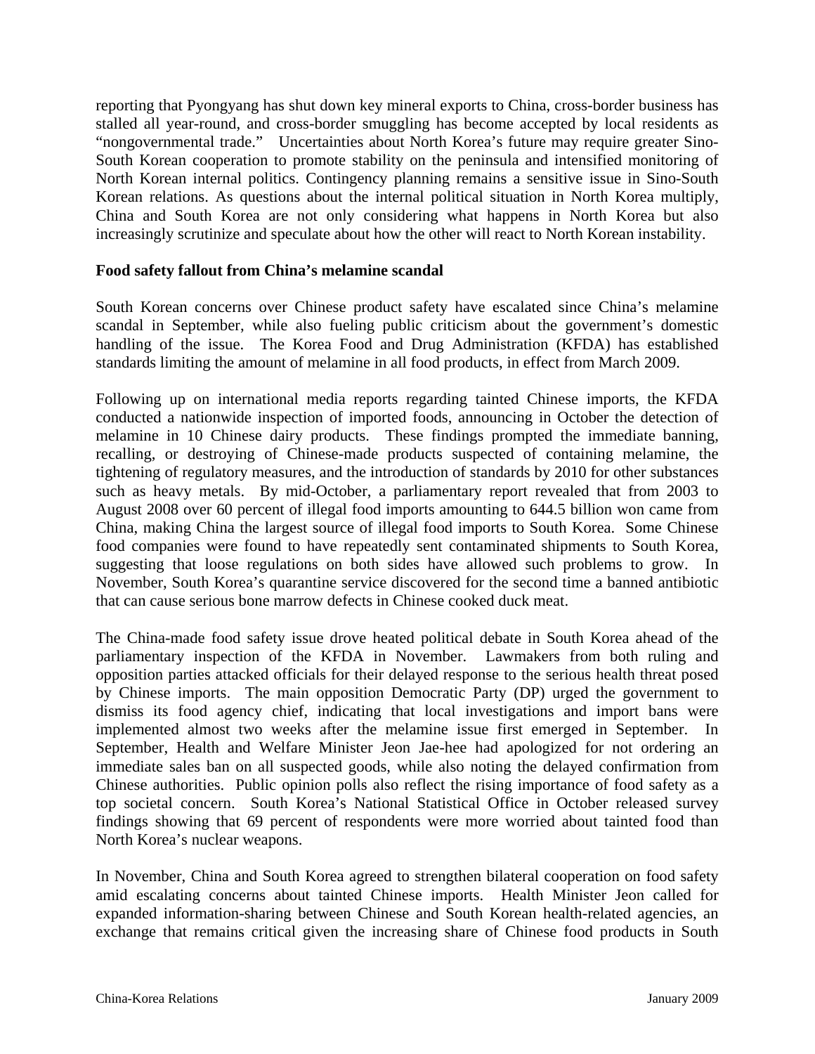reporting that Pyongyang has shut down key mineral exports to China, cross-border business has stalled all year-round, and cross-border smuggling has become accepted by local residents as "nongovernmental trade." Uncertainties about North Korea's future may require greater Sino-South Korean cooperation to promote stability on the peninsula and intensified monitoring of North Korean internal politics. Contingency planning remains a sensitive issue in Sino-South Korean relations. As questions about the internal political situation in North Korea multiply, China and South Korea are not only considering what happens in North Korea but also increasingly scrutinize and speculate about how the other will react to North Korean instability.

**Food safety fallout from China's melamine scandal**

South Korean concerns over Chinese product safety have escalated since China's melamine scandal in September, while also fueling public criticism about the government's domestic handling of the issue. The Korea Food and Drug Administration (KFDA) has established standards limiting the amount of melamine in all food products, in effect from March 2009.

Following up on international media reports regarding tainted Chinese imports, the KFDA conducted a nationwide inspection of imported foods, announcing in October the detection of melamine in 10 Chinese dairy products. These findings prompted the immediate banning, recalling, or destroying of Chinese-made products suspected of containing melamine, the tightening of regulatory measures, and the introduction of standards by 2010 for other substances such as heavy metals. By mid-October, a parliamentary report revealed that from 2003 to August 2008 over 60 percent of illegal food imports amounting to 644.5 billion won came from China, making China the largest source of illegal food imports to South Korea. Some Chinese food companies were found to have repeatedly sent contaminated shipments to South Korea, suggesting that loose regulations on both sides have allowed such problems to grow. In November, South Korea's quarantine service discovered for the second time a banned antibiotic that can cause serious bone marrow defects in Chinese cooked duck meat.

The China-made food safety issue drove heated political debate in South Korea ahead of the parliamentary inspection of the KFDA in November. Lawmakers from both ruling and opposition parties attacked officials for their delayed response to the serious health threat posed by Chinese imports. The main opposition Democratic Party (DP) urged the government to dismiss its food agency chief, indicating that local investigations and import bans were implemented almost two weeks after the melamine issue first emerged in September. In September, Health and Welfare Minister Jeon Jae-hee had apologized for not ordering an immediate sales ban on all suspected goods, while also noting the delayed confirmation from Chinese authorities. Public opinion polls also reflect the rising importance of food safety as a top societal concern. South Korea's National Statistical Office in October released survey findings showing that 69 percent of respondents were more worried about tainted food than North Korea's nuclear weapons.

In November, China and South Korea agreed to strengthen bilateral cooperation on food safety amid escalating concerns about tainted Chinese imports. Health Minister Jeon called for expanded information-sharing between Chinese and South Korean health-related agencies, an exchange that remains critical given the increasing share of Chinese food products in South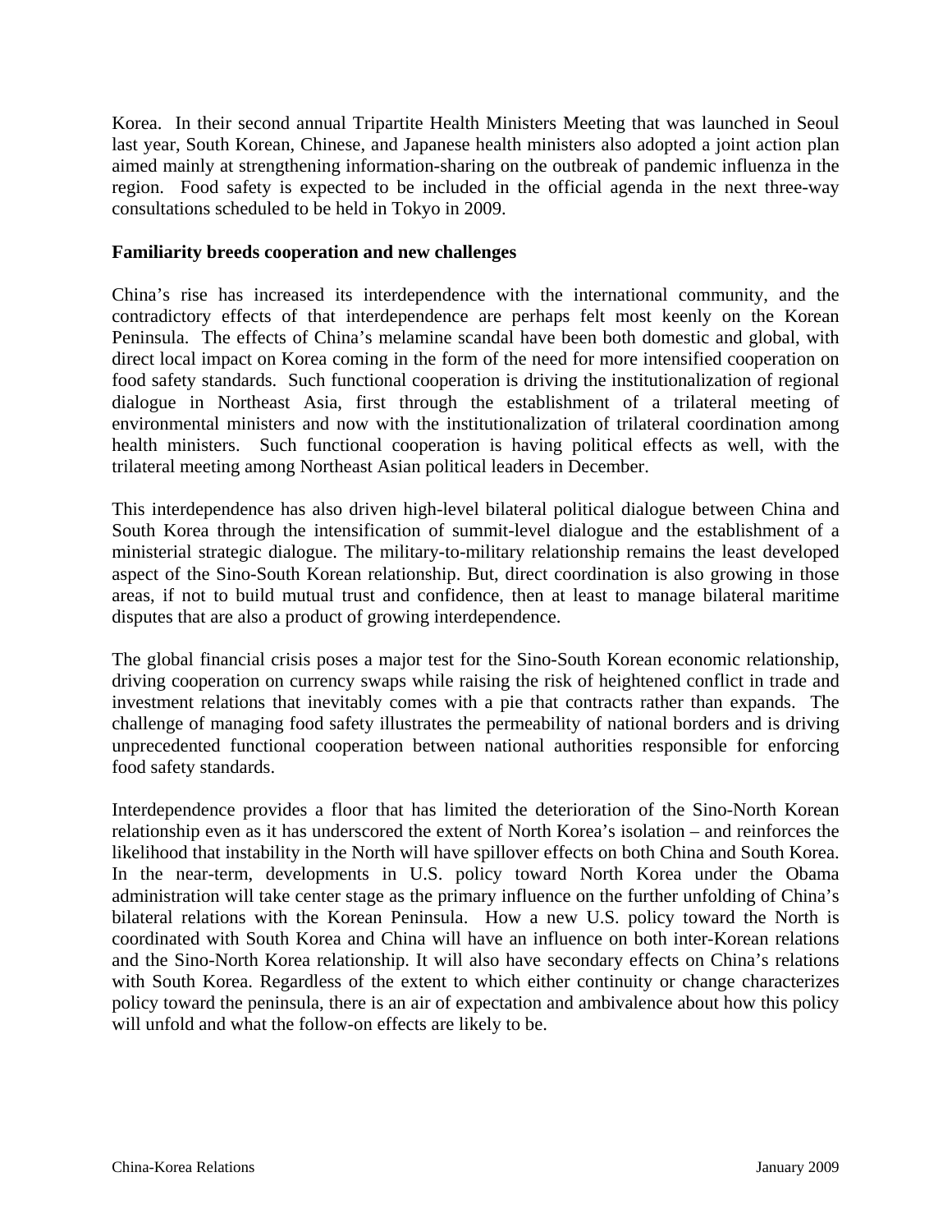Korea. In their second annual Tripartite Health Ministers Meeting that was launched in Seoul last year, South Korean, Chinese, and Japanese health ministers also adopted a joint action plan aimed mainly at strengthening information-sharing on the outbreak of pandemic influenza in the region. Food safety is expected to be included in the official agenda in the next three-way consultations scheduled to be held in Tokyo in 2009.

**Familiarity breeds cooperation and new challenges**

China's rise has increased its interdependence with the international community, and the contradictory effects of that interdependence are perhaps felt most keenly on the Korean Peninsula. The effects of China's melamine scandal have been both domestic and global, with direct local impact on Korea coming in the form of the need for more intensified cooperation on food safety standards. Such functional cooperation is driving the institutionalization of regional dialogue in Northeast Asia, first through the establishment of a trilateral meeting of environmental ministers and now with the institutionalization of trilateral coordination among health ministers. Such functional cooperation is having political effects as well, with the trilateral meeting among Northeast Asian political leaders in December.

This interdependence has also driven high-level bilateral political dialogue between China and South Korea through the intensification of summit-level dialogue and the establishment of a ministerial strategic dialogue. The military-to-military relationship remains the least developed aspect of the Sino-South Korean relationship. But, direct coordination is also growing in those areas, if not to build mutual trust and confidence, then at least to manage bilateral maritime disputes that are also a product of growing interdependence.

The global financial crisis poses a major test for the Sino-South Korean economic relationship, driving cooperation on currency swaps while raising the risk of heightened conflict in trade and investment relations that inevitably comes with a pie that contracts rather than expands. The challenge of managing food safety illustrates the permeability of national borders and is driving unprecedented functional cooperation between national authorities responsible for enforcing food safety standards.

Interdependence provides a floor that has limited the deterioration of the Sino-North Korean relationship even as it has underscored the extent of North Korea's isolation – and reinforces the likelihood that instability in the North will have spillover effects on both China and South Korea. In the near-term, developments in U.S. policy toward North Korea under the Obama administration will take center stage as the primary influence on the further unfolding of China's bilateral relations with the Korean Peninsula. How a new U.S. policy toward the North is coordinated with South Korea and China will have an influence on both inter-Korean relations and the Sino-North Korea relationship. It will also have secondary effects on China's relations with South Korea. Regardless of the extent to which either continuity or change characterizes policy toward the peninsula, there is an air of expectation and ambivalence about how this policy will unfold and what the follow-on effects are likely to be.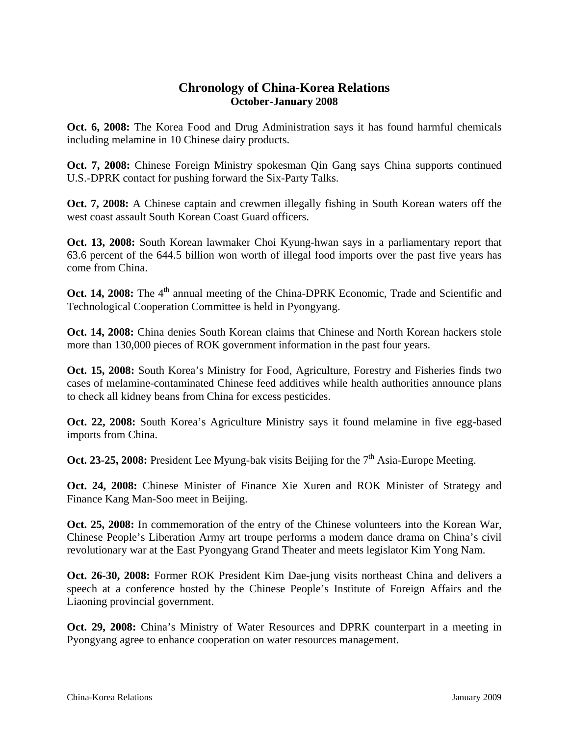## Chronology of China-Korea Relations
### October-January 2008

**Oct. 6, 2008:** The Korea Food and Drug Administration says it has found harmful chemicals including melamine in 10 Chinese dairy products.

**Oct. 7, 2008:** Chinese Foreign Ministry spokesman Qin Gang says China supports continued U.S.-DPRK contact for pushing forward the Six-Party Talks.

**Oct. 7, 2008:** A Chinese captain and crewmen illegally fishing in South Korean waters off the west coast assault South Korean Coast Guard officers.

**Oct. 13, 2008:** South Korean lawmaker Choi Kyung-hwan says in a parliamentary report that 63.6 percent of the 644.5 billion won worth of illegal food imports over the past five years has come from China.

**Oct. 14, 2008:** The 4th annual meeting of the China-DPRK Economic, Trade and Scientific and Technological Cooperation Committee is held in Pyongyang.

**Oct. 14, 2008:** China denies South Korean claims that Chinese and North Korean hackers stole more than 130,000 pieces of ROK government information in the past four years.

**Oct. 15, 2008:** South Korea's Ministry for Food, Agriculture, Forestry and Fisheries finds two cases of melamine-contaminated Chinese feed additives while health authorities announce plans to check all kidney beans from China for excess pesticides.

**Oct. 22, 2008:** South Korea's Agriculture Ministry says it found melamine in five egg-based imports from China.

**Oct. 23-25, 2008:** President Lee Myung-bak visits Beijing for the 7th Asia-Europe Meeting.

**Oct. 24, 2008:** Chinese Minister of Finance Xie Xuren and ROK Minister of Strategy and Finance Kang Man-Soo meet in Beijing.

**Oct. 25, 2008:** In commemoration of the entry of the Chinese volunteers into the Korean War, Chinese People's Liberation Army art troupe performs a modern dance drama on China's civil revolutionary war at the East Pyongyang Grand Theater and meets legislator Kim Yong Nam.

**Oct. 26-30, 2008:** Former ROK President Kim Dae-jung visits northeast China and delivers a speech at a conference hosted by the Chinese People's Institute of Foreign Affairs and the Liaoning provincial government.

**Oct. 29, 2008:** China's Ministry of Water Resources and DPRK counterpart in a meeting in Pyongyang agree to enhance cooperation on water resources management.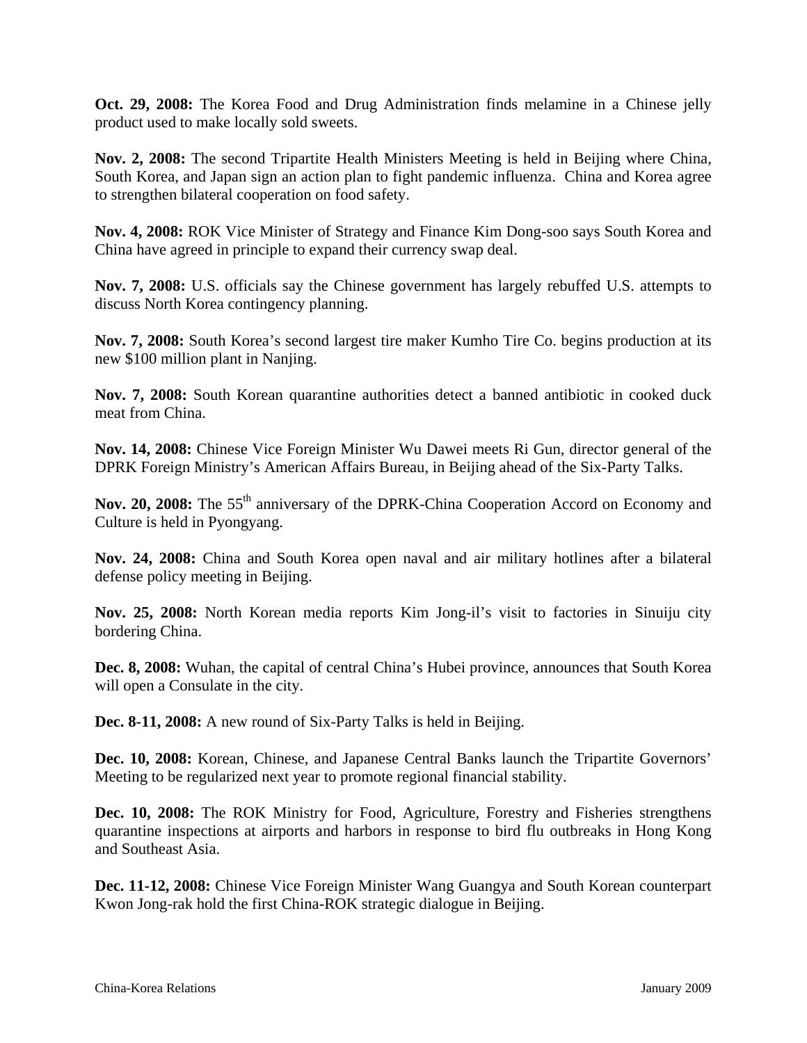**Oct. 29, 2008:** The Korea Food and Drug Administration finds melamine in a Chinese jelly product used to make locally sold sweets.

**Nov. 2, 2008:** The second Tripartite Health Ministers Meeting is held in Beijing where China, South Korea, and Japan sign an action plan to fight pandemic influenza. China and Korea agree to strengthen bilateral cooperation on food safety.

**Nov. 4, 2008:** ROK Vice Minister of Strategy and Finance Kim Dong-soo says South Korea and China have agreed in principle to expand their currency swap deal.

**Nov. 7, 2008:** U.S. officials say the Chinese government has largely rebuffed U.S. attempts to discuss North Korea contingency planning.

**Nov. 7, 2008:** South Korea's second largest tire maker Kumho Tire Co. begins production at its new $100 million plant in Nanjing.

**Nov. 7, 2008:** South Korean quarantine authorities detect a banned antibiotic in cooked duck meat from China.

**Nov. 14, 2008:** Chinese Vice Foreign Minister Wu Dawei meets Ri Gun, director general of the DPRK Foreign Ministry's American Affairs Bureau, in Beijing ahead of the Six-Party Talks.

**Nov. 20, 2008:** The 55th anniversary of the DPRK-China Cooperation Accord on Economy and Culture is held in Pyongyang.

**Nov. 24, 2008:** China and South Korea open naval and air military hotlines after a bilateral defense policy meeting in Beijing.

**Nov. 25, 2008:** North Korean media reports Kim Jong-il's visit to factories in Sinuiju city bordering China.

**Dec. 8, 2008:** Wuhan, the capital of central China's Hubei province, announces that South Korea will open a Consulate in the city.

**Dec. 8-11, 2008:** A new round of Six-Party Talks is held in Beijing.

**Dec. 10, 2008:** Korean, Chinese, and Japanese Central Banks launch the Tripartite Governors' Meeting to be regularized next year to promote regional financial stability.

**Dec. 10, 2008:** The ROK Ministry for Food, Agriculture, Forestry and Fisheries strengthens quarantine inspections at airports and harbors in response to bird flu outbreaks in Hong Kong and Southeast Asia.

**Dec. 11-12, 2008:** Chinese Vice Foreign Minister Wang Guangya and South Korean counterpart Kwon Jong-rak hold the first China-ROK strategic dialogue in Beijing.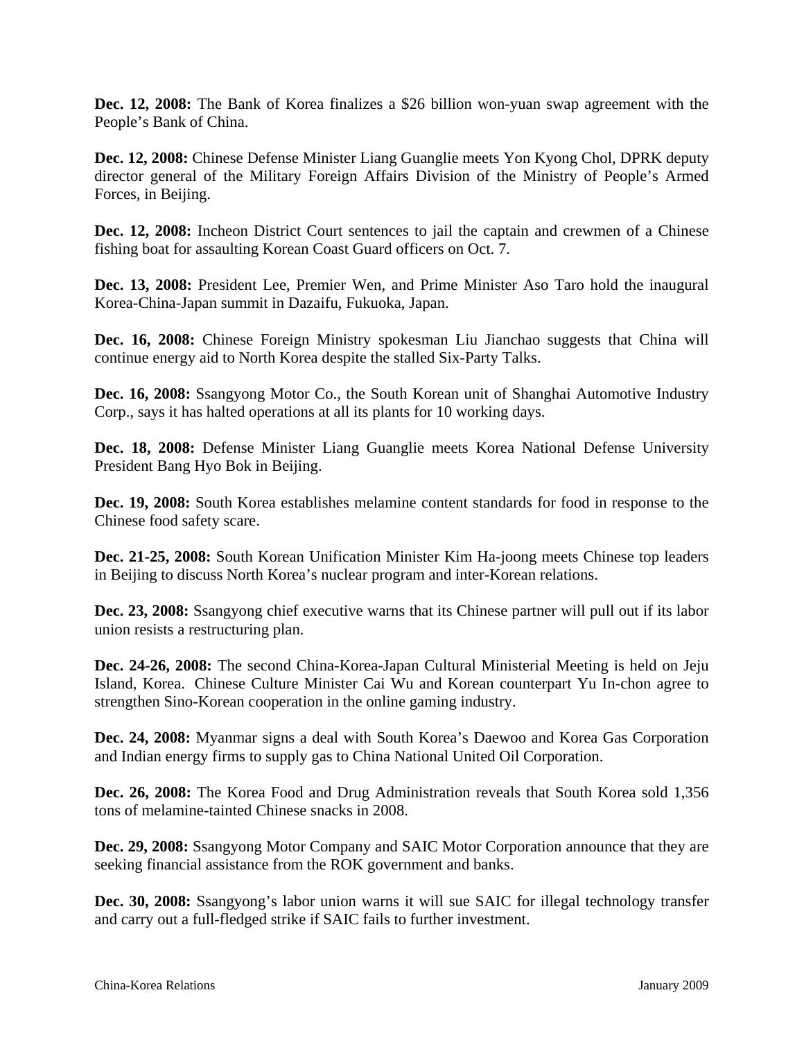**Dec. 12, 2008:** The Bank of Korea finalizes a $26 billion won-yuan swap agreement with the People's Bank of China.

**Dec. 12, 2008:** Chinese Defense Minister Liang Guanglie meets Yon Kyong Chol, DPRK deputy director general of the Military Foreign Affairs Division of the Ministry of People's Armed Forces, in Beijing.

**Dec. 12, 2008:** Incheon District Court sentences to jail the captain and crewmen of a Chinese fishing boat for assaulting Korean Coast Guard officers on Oct. 7.

**Dec. 13, 2008:** President Lee, Premier Wen, and Prime Minister Aso Taro hold the inaugural Korea-China-Japan summit in Dazaifu, Fukuoka, Japan.

**Dec. 16, 2008:** Chinese Foreign Ministry spokesman Liu Jianchao suggests that China will continue energy aid to North Korea despite the stalled Six-Party Talks.

**Dec. 16, 2008:** Ssangyong Motor Co., the South Korean unit of Shanghai Automotive Industry Corp., says it has halted operations at all its plants for 10 working days.

**Dec. 18, 2008:** Defense Minister Liang Guanglie meets Korea National Defense University President Bang Hyo Bok in Beijing.

**Dec. 19, 2008:** South Korea establishes melamine content standards for food in response to the Chinese food safety scare.

**Dec. 21-25, 2008:** South Korean Unification Minister Kim Ha-joong meets Chinese top leaders in Beijing to discuss North Korea's nuclear program and inter-Korean relations.

**Dec. 23, 2008:** Ssangyong chief executive warns that its Chinese partner will pull out if its labor union resists a restructuring plan.

**Dec. 24-26, 2008:** The second China-Korea-Japan Cultural Ministerial Meeting is held on Jeju Island, Korea. Chinese Culture Minister Cai Wu and Korean counterpart Yu In-chon agree to strengthen Sino-Korean cooperation in the online gaming industry.

**Dec. 24, 2008:** Myanmar signs a deal with South Korea's Daewoo and Korea Gas Corporation and Indian energy firms to supply gas to China National United Oil Corporation.

**Dec. 26, 2008:** The Korea Food and Drug Administration reveals that South Korea sold 1,356 tons of melamine-tainted Chinese snacks in 2008.

**Dec. 29, 2008:** Ssangyong Motor Company and SAIC Motor Corporation announce that they are seeking financial assistance from the ROK government and banks.

**Dec. 30, 2008:** Ssangyong's labor union warns it will sue SAIC for illegal technology transfer and carry out a full-fledged strike if SAIC fails to further investment.